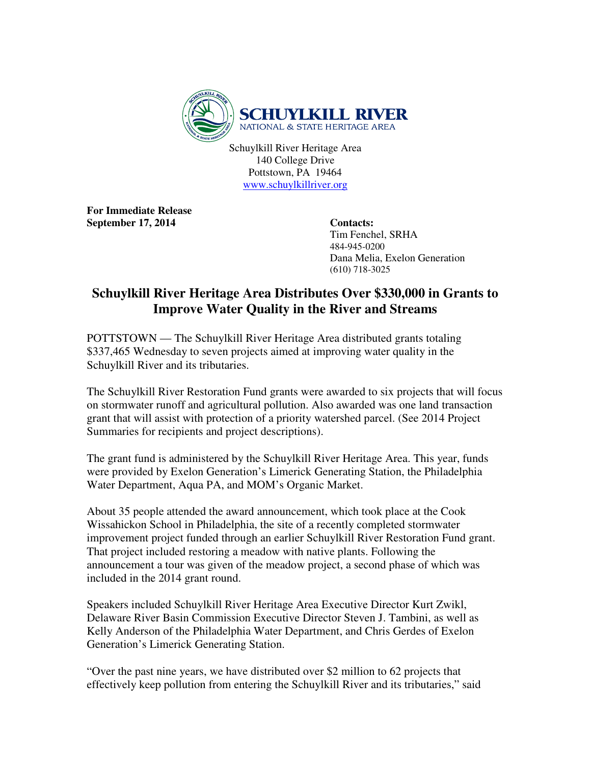SCHUYLKILL RIVER
NATIONAL & STATE HERITAGE AREA

Schuylkill River Heritage Area
140 College Drive
Pottstown, PA 19464
www.schuylkillriver.org

**For Immediate Release**
**September 17, 2014**

**Contacts:**
Tim Fenchel, SRHA
484-945-0200
Dana Melia, Exelon Generation
(610) 718-3025

# Schuylkill River Heritage Area Distributes Over $330,000 in Grants to Improve Water Quality in the River and Streams

POTTSTOWN — The Schuylkill River Heritage Area distributed grants totaling $337,465 Wednesday to seven projects aimed at improving water quality in the Schuylkill River and its tributaries.

The Schuylkill River Restoration Fund grants were awarded to six projects that will focus on stormwater runoff and agricultural pollution. Also awarded was one land transaction grant that will assist with protection of a priority watershed parcel. (See 2014 Project Summaries for recipients and project descriptions).

The grant fund is administered by the Schuylkill River Heritage Area. This year, funds were provided by Exelon Generation's Limerick Generating Station, the Philadelphia Water Department, Aqua PA, and MOM's Organic Market.

About 35 people attended the award announcement, which took place at the Cook Wissahickon School in Philadelphia, the site of a recently completed stormwater improvement project funded through an earlier Schuylkill River Restoration Fund grant. That project included restoring a meadow with native plants. Following the announcement a tour was given of the meadow project, a second phase of which was included in the 2014 grant round.

Speakers included Schuylkill River Heritage Area Executive Director Kurt Zwikl, Delaware River Basin Commission Executive Director Steven J. Tambini, as well as Kelly Anderson of the Philadelphia Water Department, and Chris Gerdes of Exelon Generation's Limerick Generating Station.

"Over the past nine years, we have distributed over $2 million to 62 projects that effectively keep pollution from entering the Schuylkill River and its tributaries," said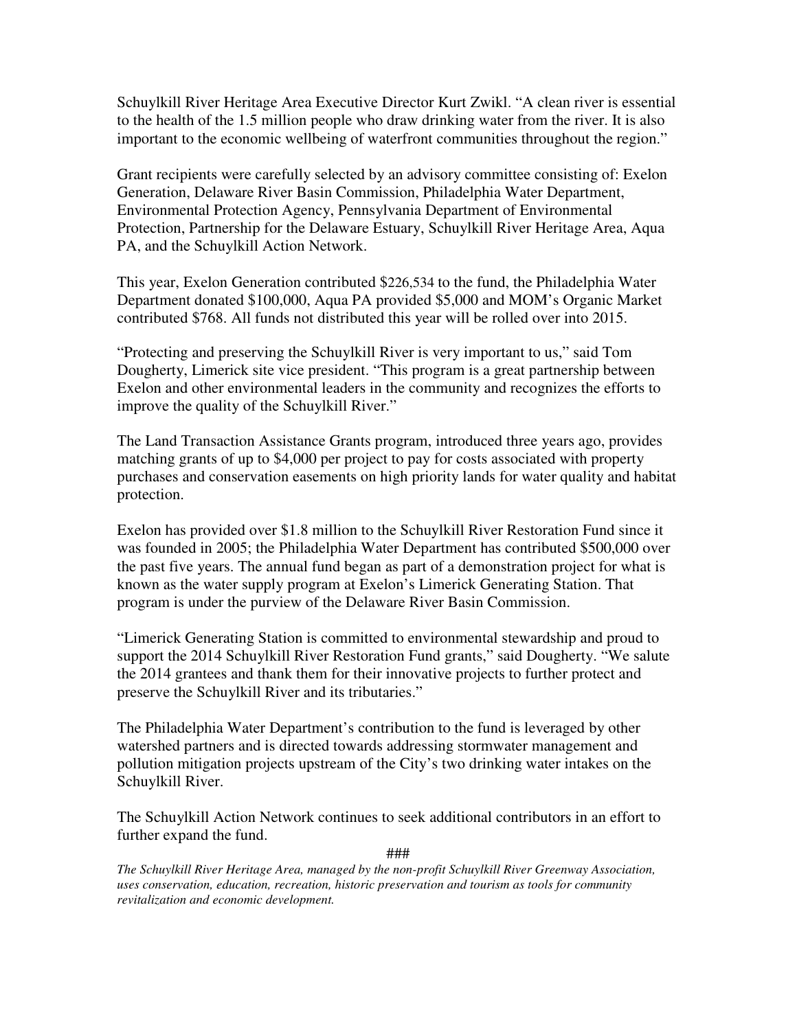Schuylkill River Heritage Area Executive Director Kurt Zwikl. "A clean river is essential to the health of the 1.5 million people who draw drinking water from the river. It is also important to the economic wellbeing of waterfront communities throughout the region."

Grant recipients were carefully selected by an advisory committee consisting of: Exelon Generation, Delaware River Basin Commission, Philadelphia Water Department, Environmental Protection Agency, Pennsylvania Department of Environmental Protection, Partnership for the Delaware Estuary, Schuylkill River Heritage Area, Aqua PA, and the Schuylkill Action Network.

This year, Exelon Generation contributed $226,534 to the fund, the Philadelphia Water Department donated $100,000, Aqua PA provided $5,000 and MOM's Organic Market contributed $768. All funds not distributed this year will be rolled over into 2015.

"Protecting and preserving the Schuylkill River is very important to us," said Tom Dougherty, Limerick site vice president. "This program is a great partnership between Exelon and other environmental leaders in the community and recognizes the efforts to improve the quality of the Schuylkill River."

The Land Transaction Assistance Grants program, introduced three years ago, provides matching grants of up to $4,000 per project to pay for costs associated with property purchases and conservation easements on high priority lands for water quality and habitat protection.

Exelon has provided over $1.8 million to the Schuylkill River Restoration Fund since it was founded in 2005; the Philadelphia Water Department has contributed $500,000 over the past five years. The annual fund began as part of a demonstration project for what is known as the water supply program at Exelon's Limerick Generating Station. That program is under the purview of the Delaware River Basin Commission.

"Limerick Generating Station is committed to environmental stewardship and proud to support the 2014 Schuylkill River Restoration Fund grants," said Dougherty. "We salute the 2014 grantees and thank them for their innovative projects to further protect and preserve the Schuylkill River and its tributaries."

The Philadelphia Water Department's contribution to the fund is leveraged by other watershed partners and is directed towards addressing stormwater management and pollution mitigation projects upstream of the City's two drinking water intakes on the Schuylkill River.

The Schuylkill Action Network continues to seek additional contributors in an effort to further expand the fund.

###

*The Schuylkill River Heritage Area, managed by the non-profit Schuylkill River Greenway Association, uses conservation, education, recreation, historic preservation and tourism as tools for community revitalization and economic development.*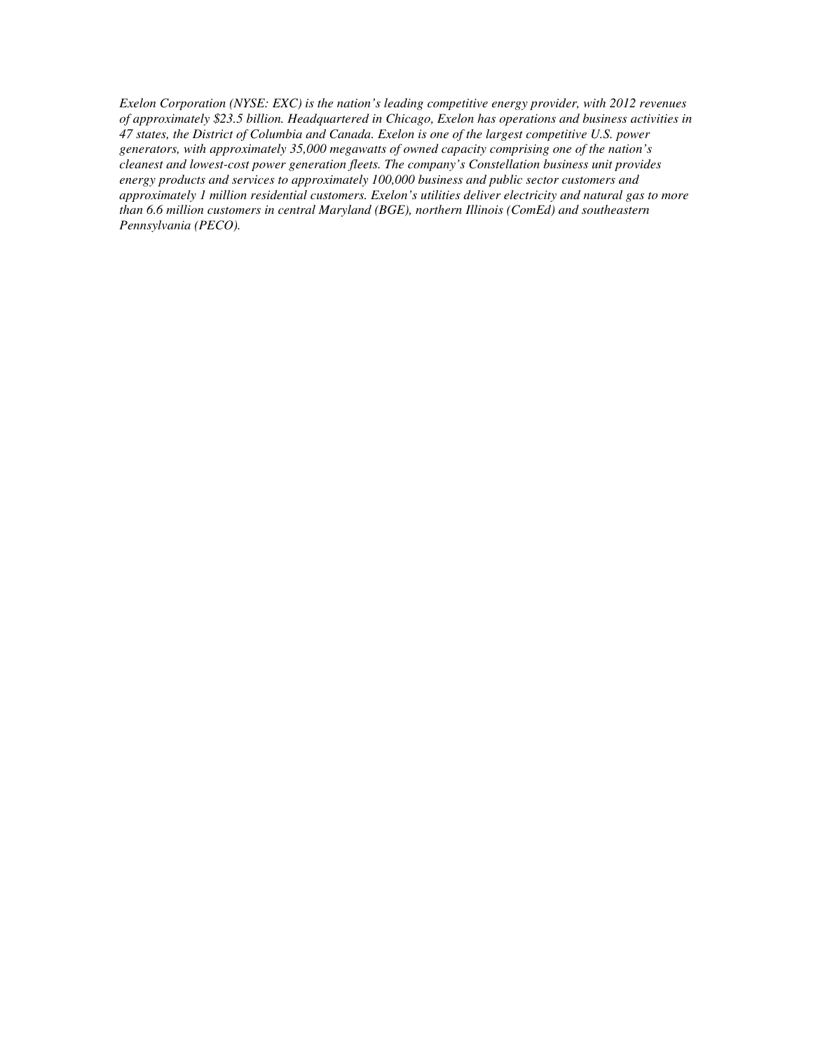*Exelon Corporation (NYSE: EXC) is the nation's leading competitive energy provider, with 2012 revenues of approximately $23.5 billion. Headquartered in Chicago, Exelon has operations and business activities in 47 states, the District of Columbia and Canada. Exelon is one of the largest competitive U.S. power generators, with approximately 35,000 megawatts of owned capacity comprising one of the nation's cleanest and lowest-cost power generation fleets. The company's Constellation business unit provides energy products and services to approximately 100,000 business and public sector customers and approximately 1 million residential customers. Exelon's utilities deliver electricity and natural gas to more than 6.6 million customers in central Maryland (BGE), northern Illinois (ComEd) and southeastern Pennsylvania (PECO).*